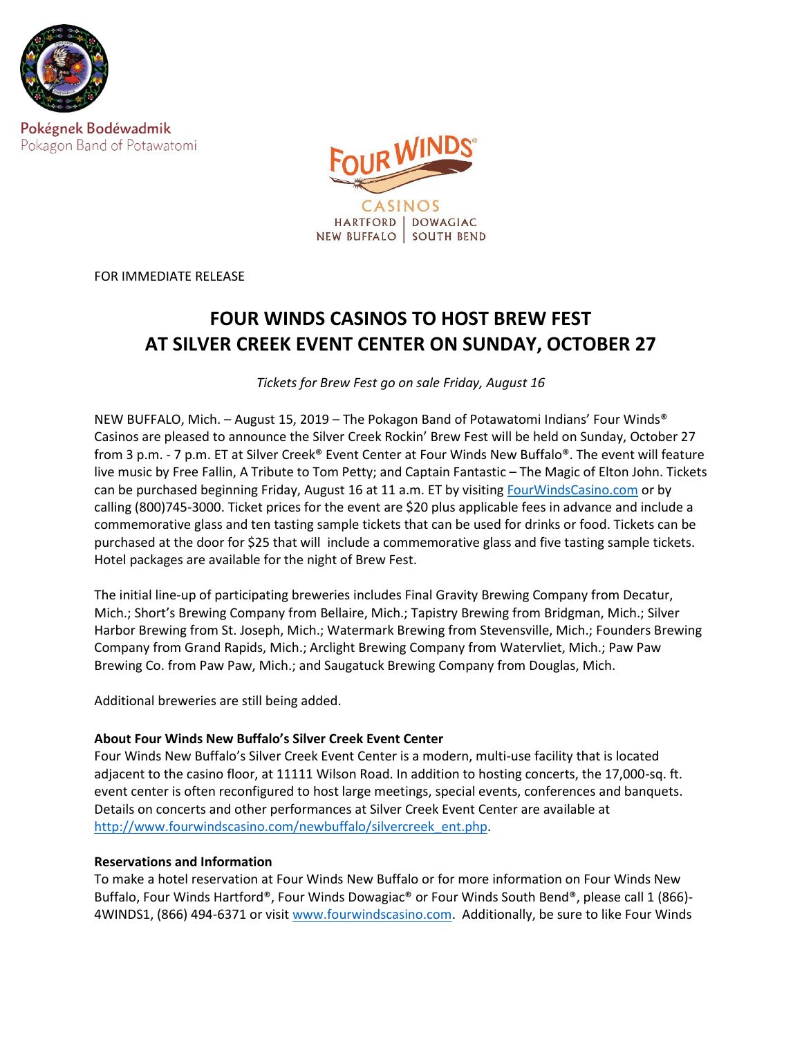Pokégnek Bodéwadmik
Pokagon Band of Potawatomi

FOUR WINDS® CASINOS
HARTFORD | DOWAGIAC
NEW BUFFALO | SOUTH BEND

FOR IMMEDIATE RELEASE

# FOUR WINDS CASINOS TO HOST BREW FEST AT SILVER CREEK EVENT CENTER ON SUNDAY, OCTOBER 27

*Tickets for Brew Fest go on sale Friday, August 16*

NEW BUFFALO, Mich. – August 15, 2019 – The Pokagon Band of Potawatomi Indians' Four Winds® Casinos are pleased to announce the Silver Creek Rockin' Brew Fest will be held on Sunday, October 27 from 3 p.m. - 7 p.m. ET at Silver Creek® Event Center at Four Winds New Buffalo®. The event will feature live music by Free Fallin, A Tribute to Tom Petty; and Captain Fantastic – The Magic of Elton John. Tickets can be purchased beginning Friday, August 16 at 11 a.m. ET by visiting [FourWindsCasino.com](FourWindsCasino.com) or by calling (800)745-3000. Ticket prices for the event are $20 plus applicable fees in advance and include a commemorative glass and ten tasting sample tickets that can be used for drinks or food. Tickets can be purchased at the door for $25 that will include a commemorative glass and five tasting sample tickets. Hotel packages are available for the night of Brew Fest.

The initial line-up of participating breweries includes Final Gravity Brewing Company from Decatur, Mich.; Short's Brewing Company from Bellaire, Mich.; Tapistry Brewing from Bridgman, Mich.; Silver Harbor Brewing from St. Joseph, Mich.; Watermark Brewing from Stevensville, Mich.; Founders Brewing Company from Grand Rapids, Mich.; Arclight Brewing Company from Watervliet, Mich.; Paw Paw Brewing Co. from Paw Paw, Mich.; and Saugatuck Brewing Company from Douglas, Mich.

Additional breweries are still being added.

**About Four Winds New Buffalo's Silver Creek Event Center**

Four Winds New Buffalo's Silver Creek Event Center is a modern, multi-use facility that is located adjacent to the casino floor, at 11111 Wilson Road. In addition to hosting concerts, the 17,000-sq. ft. event center is often reconfigured to host large meetings, special events, conferences and banquets. Details on concerts and other performances at Silver Creek Event Center are available at [http://www.fourwindscasino.com/newbuffalo/silvercreek_ent.php](http://www.fourwindscasino.com/newbuffalo/silvercreek_ent.php).

**Reservations and Information**

To make a hotel reservation at Four Winds New Buffalo or for more information on Four Winds New Buffalo, Four Winds Hartford®, Four Winds Dowagiac® or Four Winds South Bend®, please call 1 (866)-4WINDS1, (866) 494-6371 or visit [www.fourwindscasino.com](www.fourwindscasino.com). Additionally, be sure to like Four Winds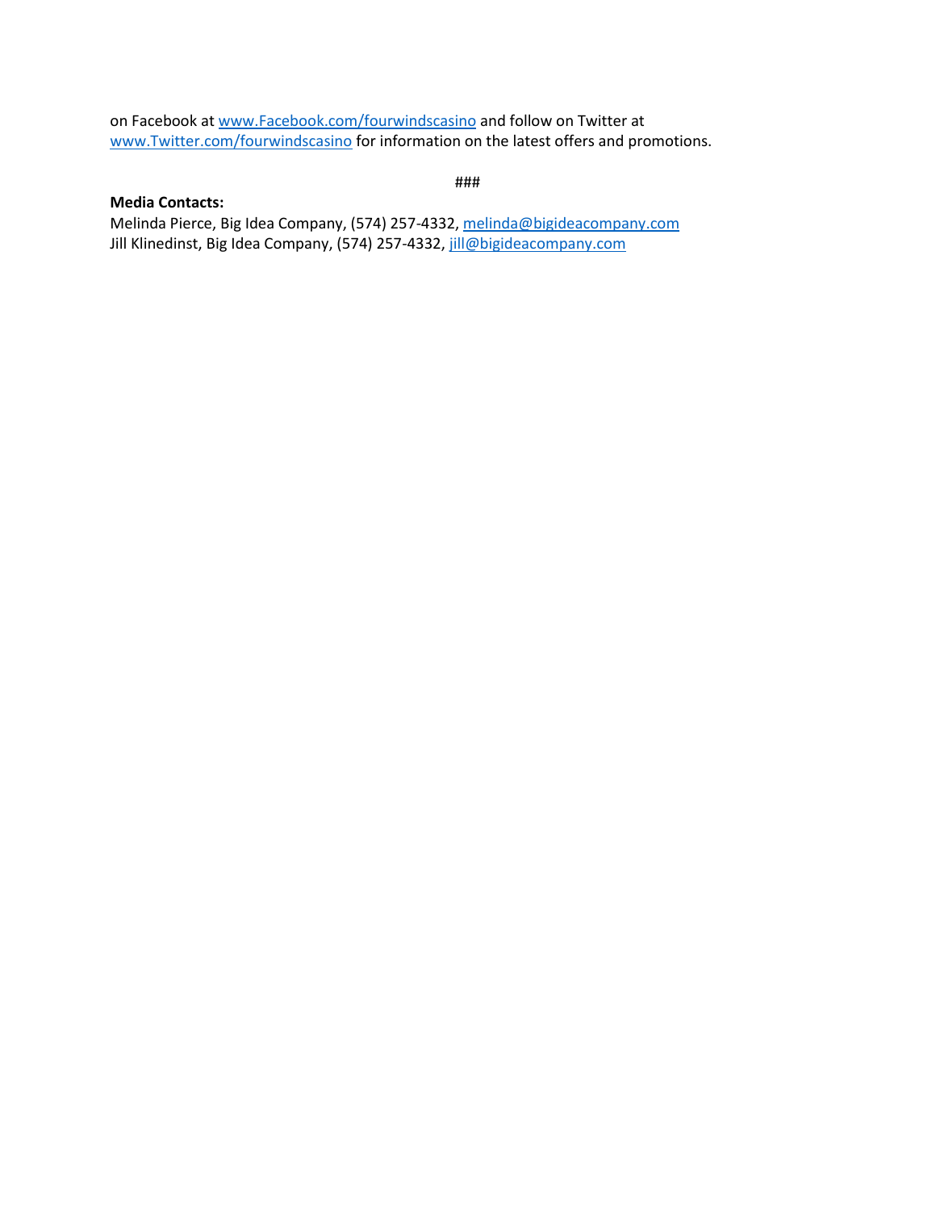on Facebook at [www.Facebook.com/fourwindscasino](http://www.Facebook.com/fourwindscasino) and follow on Twitter at [www.Twitter.com/fourwindscasino](http://www.Twitter.com/fourwindscasino) for information on the latest offers and promotions.

###

**Media Contacts:**
Melinda Pierce, Big Idea Company, (574) 257-4332, [melinda@bigideacompany.com](mailto:melinda@bigideacompany.com)
Jill Klinedinst, Big Idea Company, (574) 257-4332, [jill@bigideacompany.com](mailto:jill@bigideacompany.com)